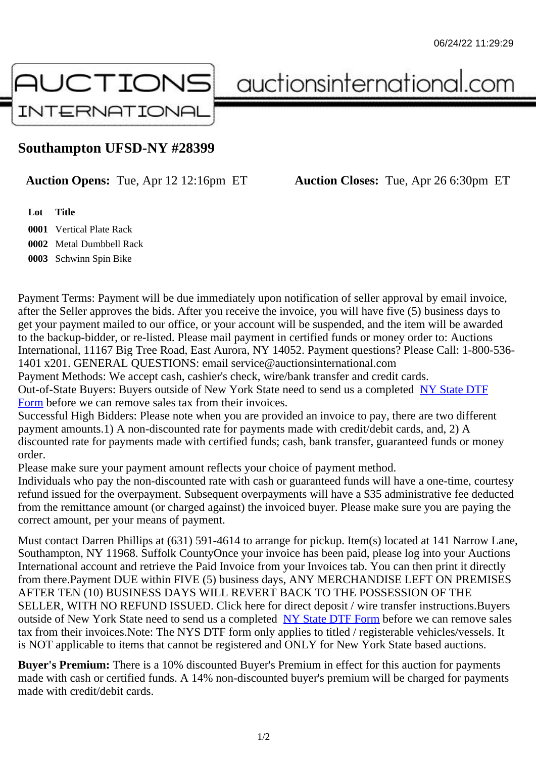# Southampton UFSD-NY #28399

**Auction Opens:** Tue, Apr 12 12:16pm ET **Auction Closes:** Tue, Apr 26 6:30pm ET

| Lot | Title |
|---|---|
| 0001 | Vertical Plate Rack |
| 0002 | Metal Dumbbell Rack |
| 0003 | Schwinn Spin Bike |

Payment Terms: Payment will be due immediately upon notification of seller approval by email invoice, after the Seller approves the bids. After you receive the invoice, you will have five (5) business days to get your payment mailed to our office, or your account will be suspended, and the item will be awarded to the backup-bidder, or re-listed. Please mail payment in certified funds or money order to: Auctions International, 11167 Big Tree Road, East Aurora, NY 14052. Payment questions? Please Call: 1-800-536-1401 x201. GENERAL QUESTIONS: email service@auctionsinternational.com
Payment Methods: We accept cash, cashier's check, wire/bank transfer and credit cards.
Out-of-State Buyers: Buyers outside of New York State need to send us a completed NY State DTF Form before we can remove sales tax from their invoices.
Successful High Bidders: Please note when you are provided an invoice to pay, there are two different payment amounts.1) A non-discounted rate for payments made with credit/debit cards, and, 2) A discounted rate for payments made with certified funds; cash, bank transfer, guaranteed funds or money order.
Please make sure your payment amount reflects your choice of payment method.
Individuals who pay the non-discounted rate with cash or guaranteed funds will have a one-time, courtesy refund issued for the overpayment. Subsequent overpayments will have a $35 administrative fee deducted from the remittance amount (or charged against) the invoiced buyer. Please make sure you are paying the correct amount, per your means of payment.

Must contact Darren Phillips at (631) 591-4614 to arrange for pickup. Item(s) located at 141 Narrow Lane, Southampton, NY 11968. Suffolk CountyOnce your invoice has been paid, please log into your Auctions International account and retrieve the Paid Invoice from your Invoices tab. You can then print it directly from there.Payment DUE within FIVE (5) business days, ANY MERCHANDISE LEFT ON PREMISES AFTER TEN (10) BUSINESS DAYS WILL REVERT BACK TO THE POSSESSION OF THE SELLER, WITH NO REFUND ISSUED. Click here for direct deposit / wire transfer instructions.Buyers outside of New York State need to send us a completed NY State DTF Form before we can remove sales tax from their invoices.Note: The NYS DTF form only applies to titled / registerable vehicles/vessels. It is NOT applicable to items that cannot be registered and ONLY for New York State based auctions.

**Buyer's Premium:** There is a 10% discounted Buyer's Premium in effect for this auction for payments made with cash or certified funds. A 14% non-discounted buyer's premium will be charged for payments made with credit/debit cards.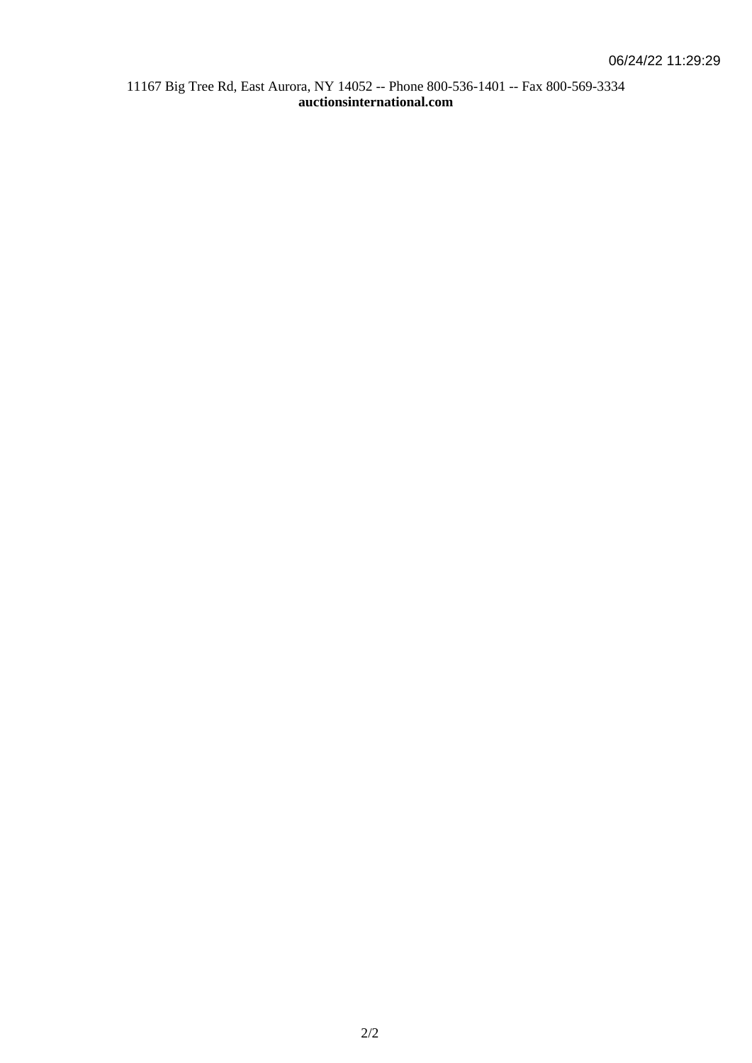11167 Big Tree Rd, East Aurora, NY 14052 -- Phone 800-536-1401 -- Fax 800-569-3334
**auctionsinternational.com**